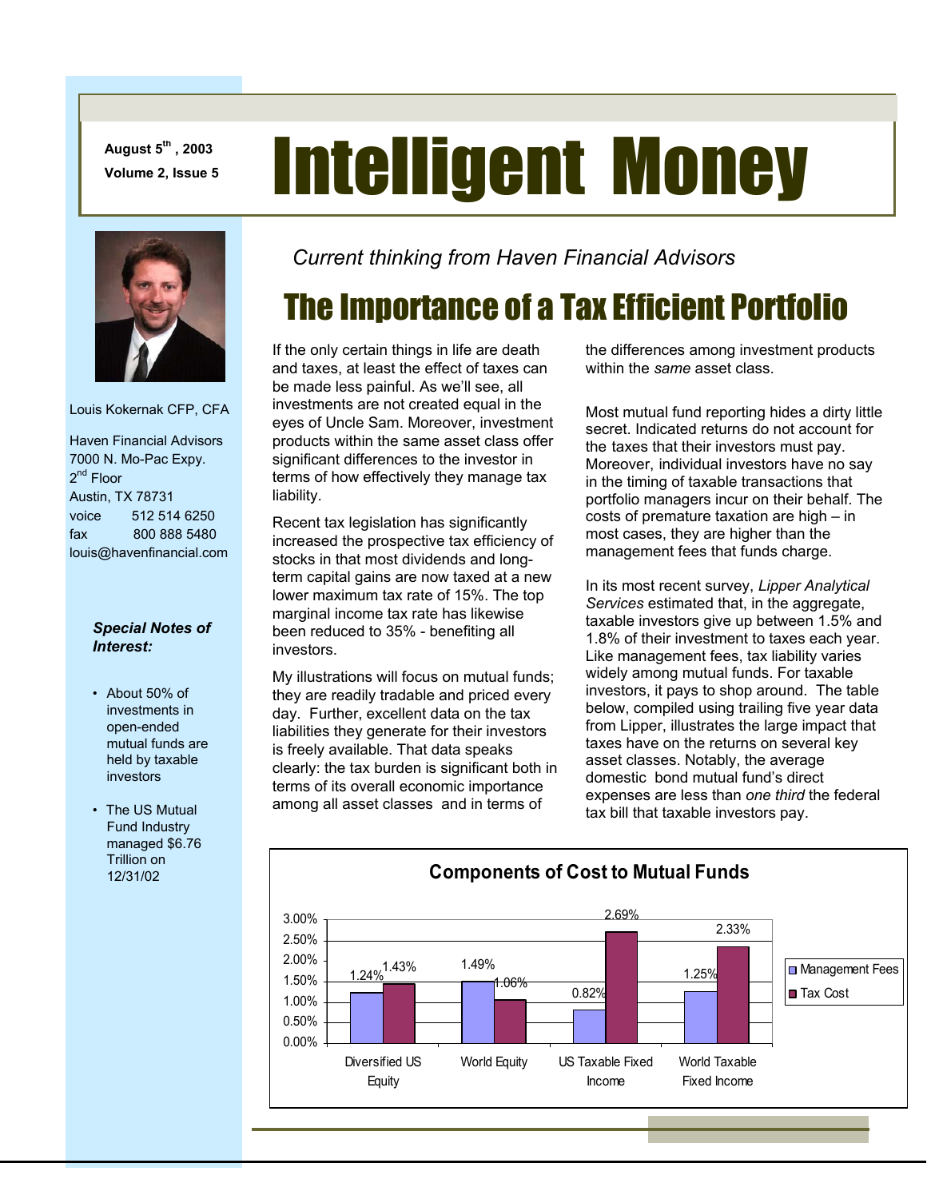August 5th, 2003
Volume 2, Issue 5

# Intelligent Money

Louis Kokernak CFP, CFA

Haven Financial Advisors
7000 N. Mo-Pac Expy.
2nd Floor
Austin, TX 78731
voice 512 514 6250
fax 800 888 5480
louis@havenfinancial.com

***Special Notes of Interest:***

- About 50% of investments in open-ended mutual funds are held by taxable investors
- The US Mutual Fund Industry managed $6.76 Trillion on 12/31/02

*Current thinking from Haven Financial Advisors*

## The Importance of a Tax Efficient Portfolio

If the only certain things in life are death and taxes, at least the effect of taxes can be made less painful. As we'll see, all investments are not created equal in the eyes of Uncle Sam. Moreover, investment products within the same asset class offer significant differences to the investor in terms of how effectively they manage tax liability.

Recent tax legislation has significantly increased the prospective tax efficiency of stocks in that most dividends and long-term capital gains are now taxed at a new lower maximum tax rate of 15%. The top marginal income tax rate has likewise been reduced to 35% - benefiting all investors.

My illustrations will focus on mutual funds; they are readily tradable and priced every day. Further, excellent data on the tax liabilities they generate for their investors is freely available. That data speaks clearly: the tax burden is significant both in terms of its overall economic importance among all asset classes and in terms of the differences among investment products within the *same* asset class.

Most mutual fund reporting hides a dirty little secret. Indicated returns do not account for the taxes that their investors must pay. Moreover, individual investors have no say in the timing of taxable transactions that portfolio managers incur on their behalf. The costs of premature taxation are high – in most cases, they are higher than the management fees that funds charge.

In its most recent survey, *Lipper Analytical Services* estimated that, in the aggregate, taxable investors give up between 1.5% and 1.8% of their investment to taxes each year. Like management fees, tax liability varies widely among mutual funds. For taxable investors, it pays to shop around. The table below, compiled using trailing five year data from Lipper, illustrates the large impact that taxes have on the returns on several key asset classes. Notably, the average domestic bond mutual fund's direct expenses are less than *one third* the federal tax bill that taxable investors pay.

**Components of Cost to Mutual Funds**

| | Management Fees | Tax Cost |
|---|---|---|
| Diversified US Equity | 1.24% | 1.43% |
| World Equity | 1.49% | 1.06% |
| US Taxable Fixed Income | 0.82% | 2.69% |
| World Taxable Fixed Income | 1.25% | 2.33% |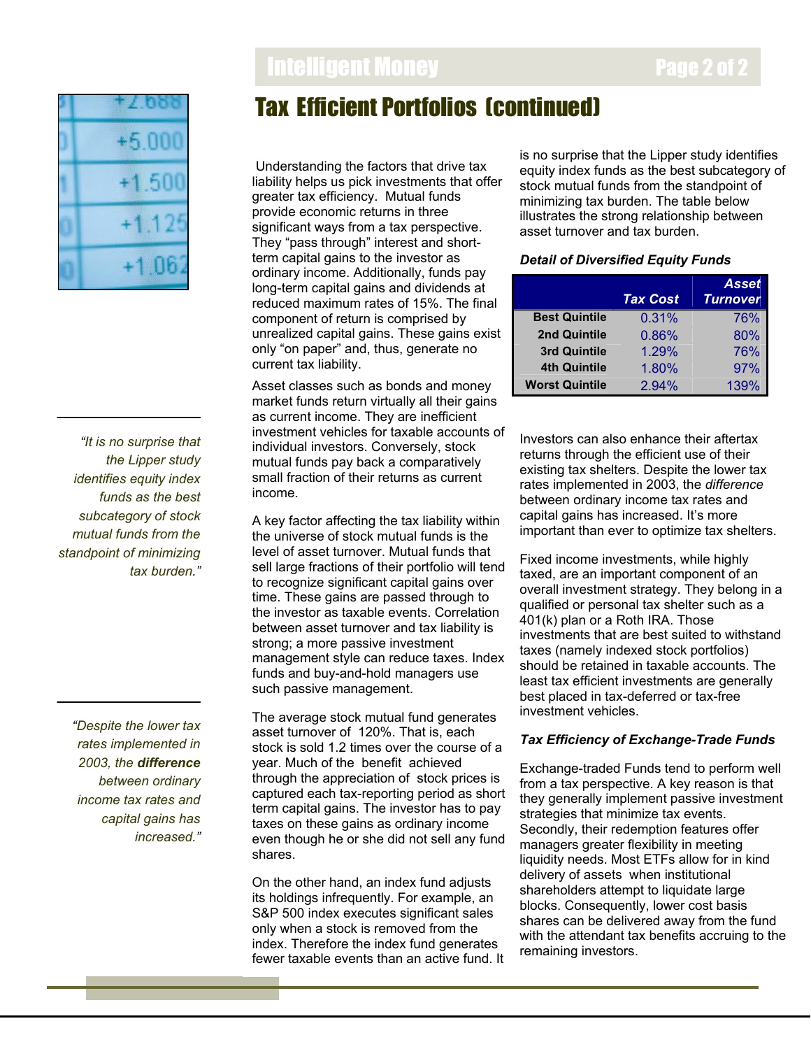# Tax Efficient Portfolios (continued)

Understanding the factors that drive tax liability helps us pick investments that offer greater tax efficiency. Mutual funds provide economic returns in three significant ways from a tax perspective. They "pass through" interest and short-term capital gains to the investor as ordinary income. Additionally, funds pay long-term capital gains and dividends at reduced maximum rates of 15%. The final component of return is comprised by unrealized capital gains. These gains exist only "on paper" and, thus, generate no current tax liability.

Asset classes such as bonds and money market funds return virtually all their gains as current income. They are inefficient investment vehicles for taxable accounts of individual investors. Conversely, stock mutual funds pay back a comparatively small fraction of their returns as current income.

A key factor affecting the tax liability within the universe of stock mutual funds is the level of asset turnover. Mutual funds that sell large fractions of their portfolio will tend to recognize significant capital gains over time. These gains are passed through to the investor as taxable events. Correlation between asset turnover and tax liability is strong; a more passive investment management style can reduce taxes. Index funds and buy-and-hold managers use such passive management.

The average stock mutual fund generates asset turnover of 120%. That is, each stock is sold 1.2 times over the course of a year. Much of the benefit achieved through the appreciation of stock prices is captured each tax-reporting period as short term capital gains. The investor has to pay taxes on these gains as ordinary income even though he or she did not sell any fund shares.

On the other hand, an index fund adjusts its holdings infrequently. For example, an S&P 500 index executes significant sales only when a stock is removed from the index. Therefore the index fund generates fewer taxable events than an active fund. It is no surprise that the Lipper study identifies equity index funds as the best subcategory of stock mutual funds from the standpoint of minimizing tax burden. The table below illustrates the strong relationship between asset turnover and tax burden.

*"It is no surprise that the Lipper study identifies equity index funds as the best subcategory of stock mutual funds from the standpoint of minimizing tax burden."*

***Detail of Diversified Equity Funds***

| | Tax Cost | Asset Turnover |
|---|---|---|
| Best Quintile | 0.31% | 76% |
| 2nd Quintile | 0.86% | 80% |
| 3rd Quintile | 1.29% | 76% |
| 4th Quintile | 1.80% | 97% |
| Worst Quintile | 2.94% | 139% |

Investors can also enhance their aftertax returns through the efficient use of their existing tax shelters. Despite the lower tax rates implemented in 2003, the *difference* between ordinary income tax rates and capital gains has increased. It's more important than ever to optimize tax shelters.

*"Despite the lower tax rates implemented in 2003, the **difference** between ordinary income tax rates and capital gains has increased."*

Fixed income investments, while highly taxed, are an important component of an overall investment strategy. They belong in a qualified or personal tax shelter such as a 401(k) plan or a Roth IRA. Those investments that are best suited to withstand taxes (namely indexed stock portfolios) should be retained in taxable accounts. The least tax efficient investments are generally best placed in tax-deferred or tax-free investment vehicles.

### *Tax Efficiency of Exchange-Trade Funds*

Exchange-traded Funds tend to perform well from a tax perspective. A key reason is that they generally implement passive investment strategies that minimize tax events. Secondly, their redemption features offer managers greater flexibility in meeting liquidity needs. Most ETFs allow for in kind delivery of assets when institutional shareholders attempt to liquidate large blocks. Consequently, lower cost basis shares can be delivered away from the fund with the attendant tax benefits accruing to the remaining investors.